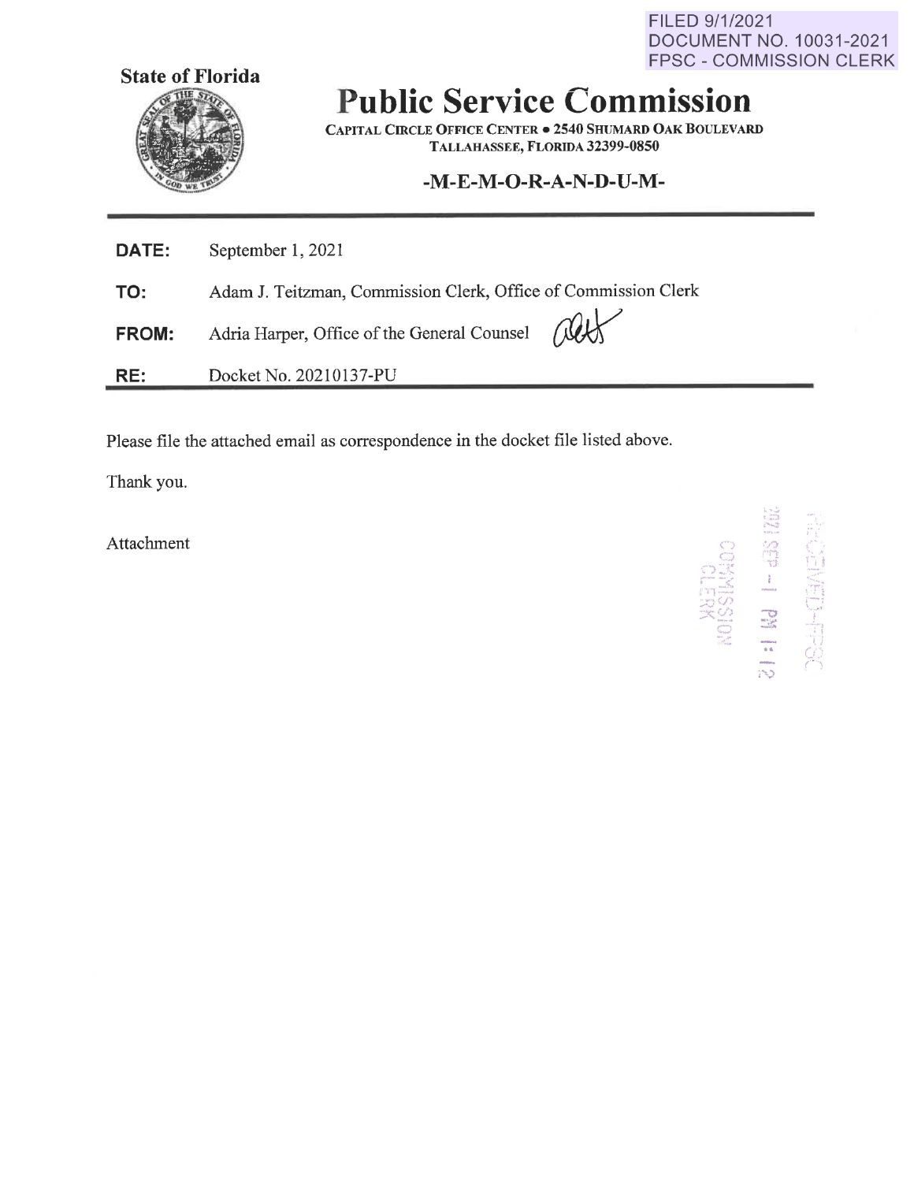FILED 9/1/2021
DOCUMENT NO. 10031-2021
FPSC - COMMISSION CLERK

**State of Florida**

# Public Service Commission

CAPITAL CIRCLE OFFICE CENTER • 2540 SHUMARD OAK BOULEVARD
TALLAHASSEE, FLORIDA 32399-0850

**-M-E-M-O-R-A-N-D-U-M-**

**DATE:** September 1, 2021

**TO:** Adam J. Teitzman, Commission Clerk, Office of Commission Clerk

**FROM:** Adria Harper, Office of the General Counsel

**RE:** Docket No. 20210137-PU

Please file the attached email as correspondence in the docket file listed above.

Thank you.

Attachment

RECEIVED-FPSC
2021 SEP -1 PM 1:12
COMMISSION CLERK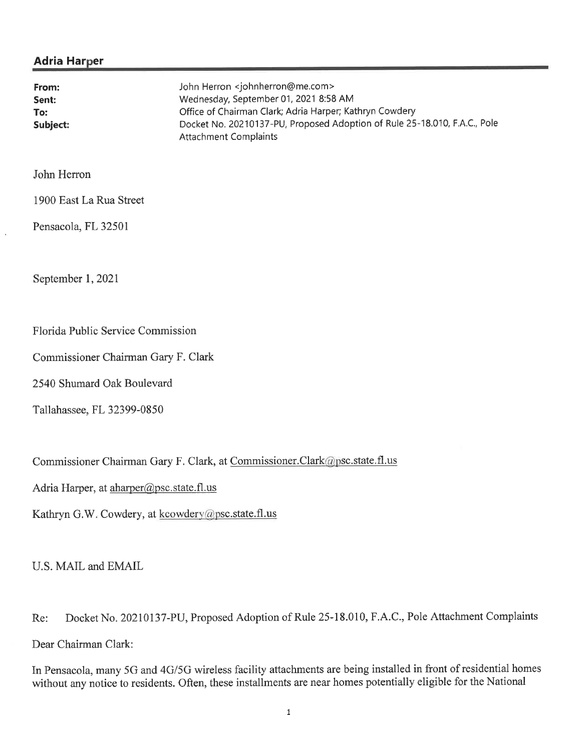**Adria Harper**

| | |
|---|---|
| **From:** | John Herron <johnherron@me.com> |
| **Sent:** | Wednesday, September 01, 2021 8:58 AM |
| **To:** | Office of Chairman Clark; Adria Harper; Kathryn Cowdery |
| **Subject:** | Docket No. 20210137-PU, Proposed Adoption of Rule 25-18.010, F.A.C., Pole Attachment Complaints |

John Herron

1900 East La Rua Street

Pensacola, FL 32501

September 1, 2021

Florida Public Service Commission

Commissioner Chairman Gary F. Clark

2540 Shumard Oak Boulevard

Tallahassee, FL 32399-0850

Commissioner Chairman Gary F. Clark, at Commissioner.Clark@psc.state.fl.us

Adria Harper, at aharper@psc.state.fl.us

Kathryn G.W. Cowdery, at kcowdery@psc.state.fl.us

U.S. MAIL and EMAIL

Re: Docket No. 20210137-PU, Proposed Adoption of Rule 25-18.010, F.A.C., Pole Attachment Complaints

Dear Chairman Clark:

In Pensacola, many 5G and 4G/5G wireless facility attachments are being installed in front of residential homes without any notice to residents. Often, these installments are near homes potentially eligible for the National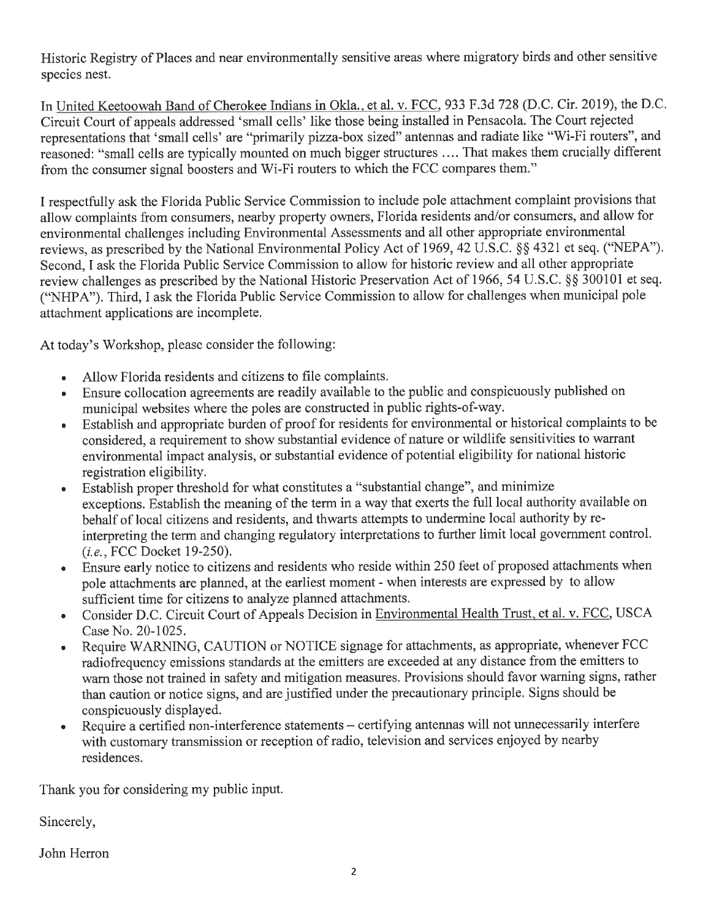Historic Registry of Places and near environmentally sensitive areas where migratory birds and other sensitive species nest.

In United Keetoowah Band of Cherokee Indians in Okla., et al. v. FCC, 933 F.3d 728 (D.C. Cir. 2019), the D.C. Circuit Court of appeals addressed 'small cells' like those being installed in Pensacola. The Court rejected representations that 'small cells' are "primarily pizza-box sized" antennas and radiate like "Wi-Fi routers", and reasoned: "small cells are typically mounted on much bigger structures .... That makes them crucially different from the consumer signal boosters and Wi-Fi routers to which the FCC compares them."

I respectfully ask the Florida Public Service Commission to include pole attachment complaint provisions that allow complaints from consumers, nearby property owners, Florida residents and/or consumers, and allow for environmental challenges including Environmental Assessments and all other appropriate environmental reviews, as prescribed by the National Environmental Policy Act of 1969, 42 U.S.C. §§ 4321 et seq. ("NEPA"). Second, I ask the Florida Public Service Commission to allow for historic review and all other appropriate review challenges as prescribed by the National Historic Preservation Act of 1966, 54 U.S.C. §§ 300101 et seq. ("NHPA"). Third, I ask the Florida Public Service Commission to allow for challenges when municipal pole attachment applications are incomplete.

At today's Workshop, please consider the following:

- Allow Florida residents and citizens to file complaints.
- Ensure collocation agreements are readily available to the public and conspicuously published on municipal websites where the poles are constructed in public rights-of-way.
- Establish and appropriate burden of proof for residents for environmental or historical complaints to be considered, a requirement to show substantial evidence of nature or wildlife sensitivities to warrant environmental impact analysis, or substantial evidence of potential eligibility for national historic registration eligibility.
- Establish proper threshold for what constitutes a "substantial change", and minimize exceptions. Establish the meaning of the term in a way that exerts the full local authority available on behalf of local citizens and residents, and thwarts attempts to undermine local authority by re-interpreting the term and changing regulatory interpretations to further limit local government control. (*i.e.*, FCC Docket 19-250).
- Ensure early notice to citizens and residents who reside within 250 feet of proposed attachments when pole attachments are planned, at the earliest moment - when interests are expressed by to allow sufficient time for citizens to analyze planned attachments.
- Consider D.C. Circuit Court of Appeals Decision in Environmental Health Trust, et al. v. FCC, USCA Case No. 20-1025.
- Require WARNING, CAUTION or NOTICE signage for attachments, as appropriate, whenever FCC radiofrequency emissions standards at the emitters are exceeded at any distance from the emitters to warn those not trained in safety and mitigation measures. Provisions should favor warning signs, rather than caution or notice signs, and are justified under the precautionary principle. Signs should be conspicuously displayed.
- Require a certified non-interference statements – certifying antennas will not unnecessarily interfere with customary transmission or reception of radio, television and services enjoyed by nearby residences.

Thank you for considering my public input.

Sincerely,

John Herron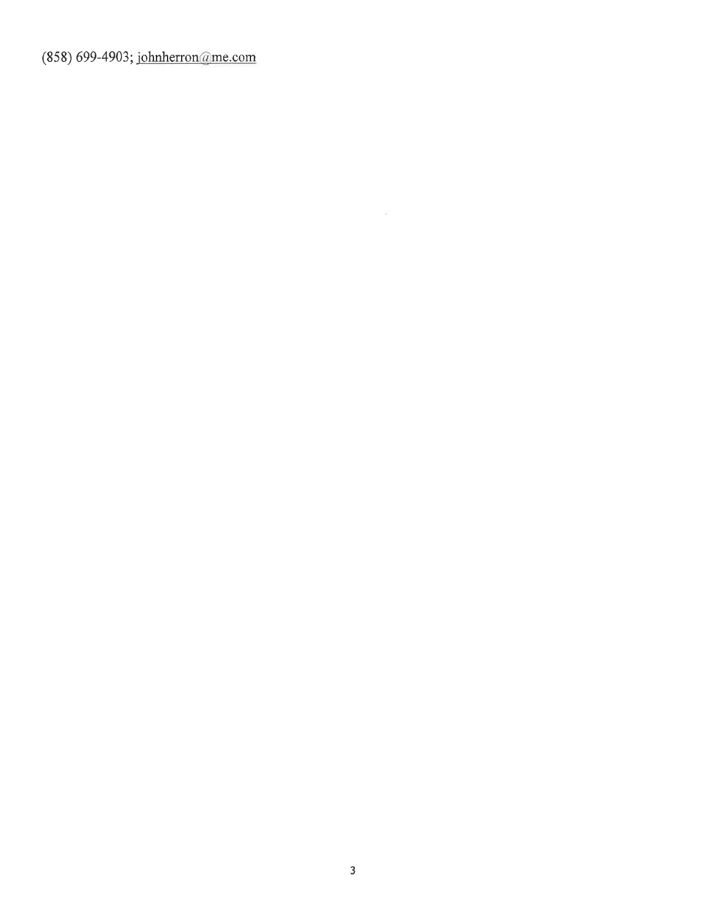(858) 699-4903; johnherron@me.com